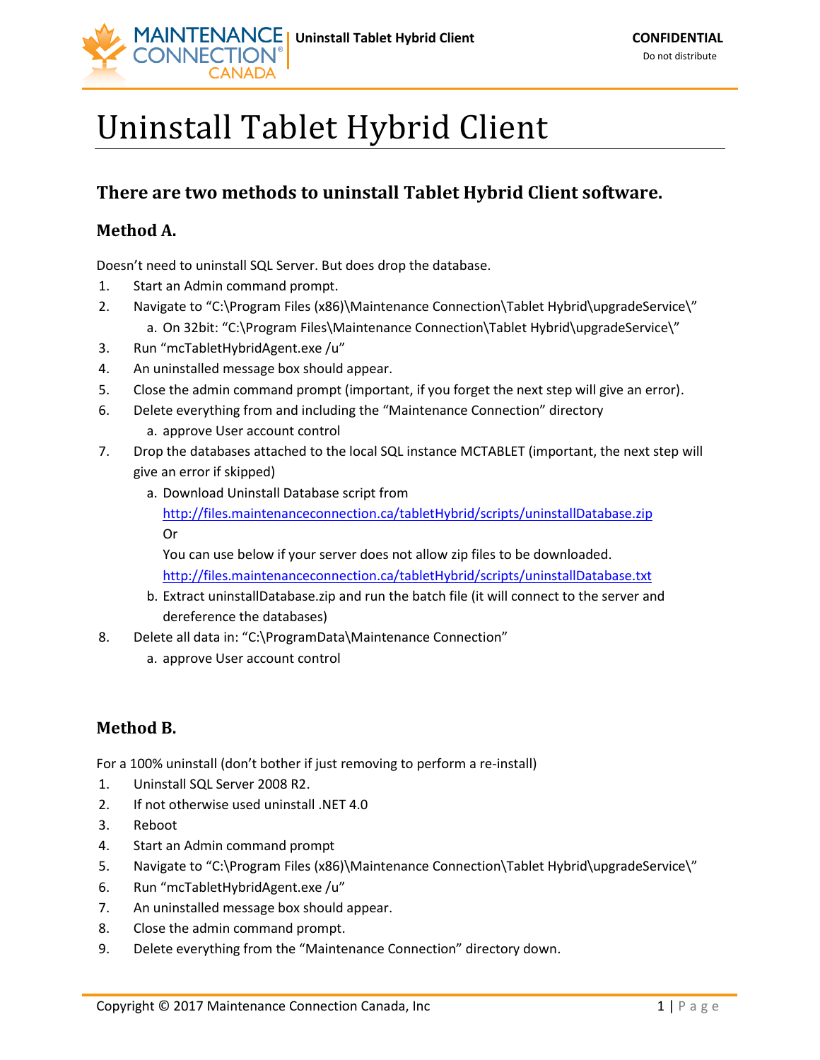# Uninstall Tablet Hybrid Client

## There are two methods to uninstall Tablet Hybrid Client software.

### Method A.

Doesn't need to uninstall SQL Server. But does drop the database.

1. Start an Admin command prompt.
2. Navigate to "C:\Program Files (x86)\Maintenance Connection\Tablet Hybrid\upgradeService\"
   a. On 32bit: "C:\Program Files\Maintenance Connection\Tablet Hybrid\upgradeService\"
3. Run "mcTabletHybridAgent.exe /u"
4. An uninstalled message box should appear.
5. Close the admin command prompt (important, if you forget the next step will give an error).
6. Delete everything from and including the "Maintenance Connection" directory
   a. approve User account control
7. Drop the databases attached to the local SQL instance MCTABLET (important, the next step will give an error if skipped)
   a. Download Uninstall Database script from
      http://files.maintenanceconnection.ca/tabletHybrid/scripts/uninstallDatabase.zip
      Or
      You can use below if your server does not allow zip files to be downloaded.
      http://files.maintenanceconnection.ca/tabletHybrid/scripts/uninstallDatabase.txt
   b. Extract uninstallDatabase.zip and run the batch file (it will connect to the server and dereference the databases)
8. Delete all data in: "C:\ProgramData\Maintenance Connection"
   a. approve User account control

### Method B.

For a 100% uninstall (don't bother if just removing to perform a re-install)

1. Uninstall SQL Server 2008 R2.
2. If not otherwise used uninstall .NET 4.0
3. Reboot
4. Start an Admin command prompt
5. Navigate to "C:\Program Files (x86)\Maintenance Connection\Tablet Hybrid\upgradeService\"
6. Run "mcTabletHybridAgent.exe /u"
7. An uninstalled message box should appear.
8. Close the admin command prompt.
9. Delete everything from the "Maintenance Connection" directory down.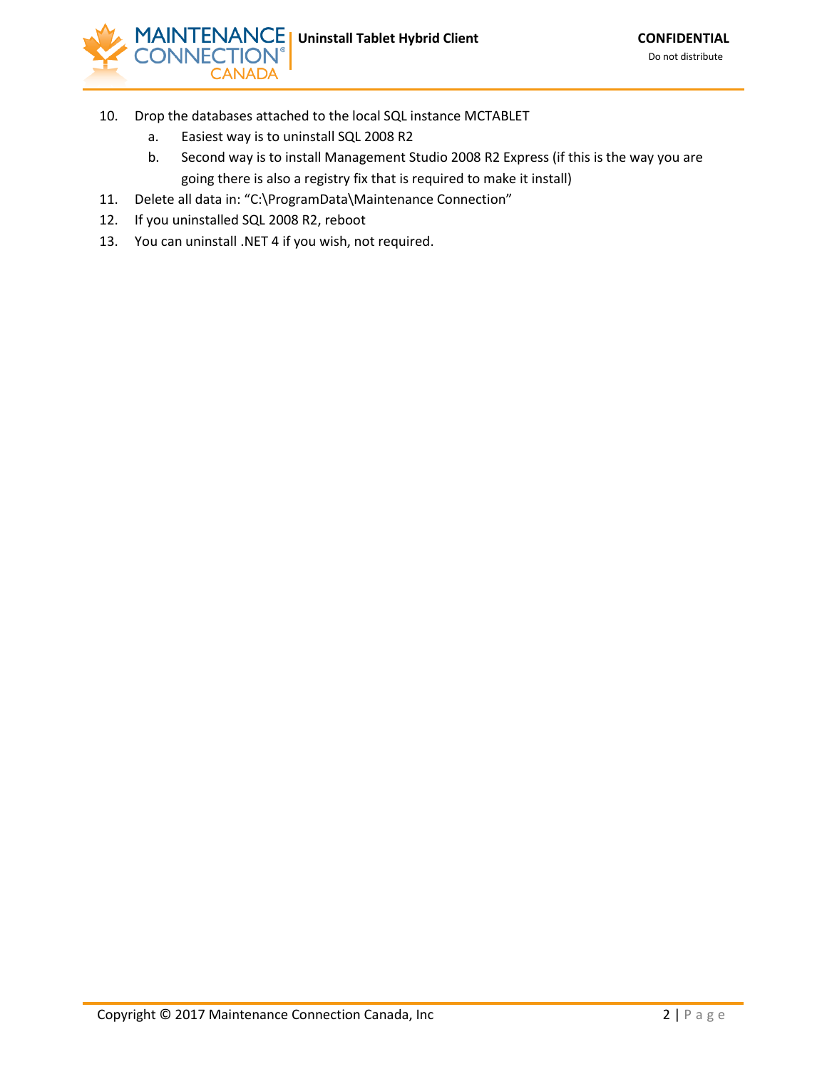10. Drop the databases attached to the local SQL instance MCTABLET
    a. Easiest way is to uninstall SQL 2008 R2
    b. Second way is to install Management Studio 2008 R2 Express (if this is the way you are going there is also a registry fix that is required to make it install)
11. Delete all data in: “C:\ProgramData\Maintenance Connection”
12. If you uninstalled SQL 2008 R2, reboot
13. You can uninstall .NET 4 if you wish, not required.